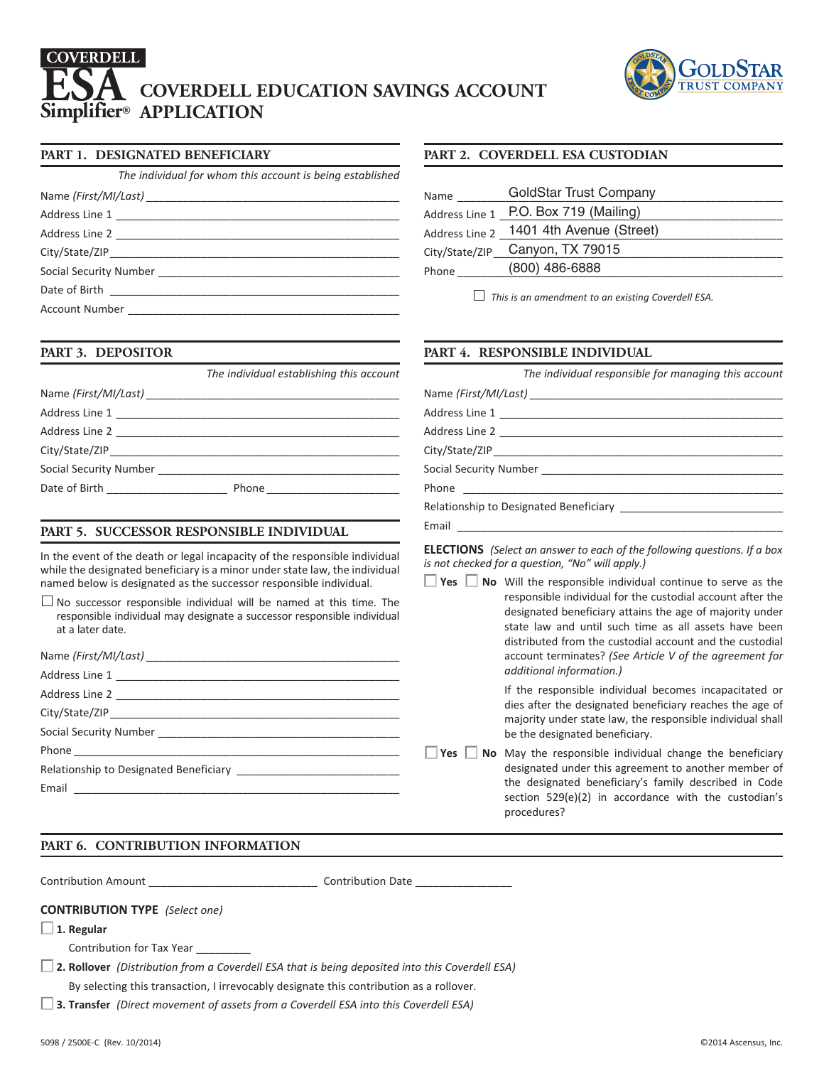COVERDELL ESA Simplifier®

# COVERDELL EDUCATION SAVINGS ACCOUNT APPLICATION

GOLDSTAR TRUST COMPANY

## PART 1. DESIGNATED BENEFICIARY

*The individual for whom this account is being established*

Name *(First/MI/Last)* ____________________

Address Line 1 ____________________

Address Line 2 ____________________

City/State/ZIP ____________________

Social Security Number ____________________

Date of Birth ____________________

Account Number ____________________

## PART 2. COVERDELL ESA CUSTODIAN

Name GoldStar Trust Company

Address Line 1 P.O. Box 719 (Mailing)

Address Line 2 1401 4th Avenue (Street)

City/State/ZIP Canyon, TX 79015

Phone (800) 486-6888

☐ *This is an amendment to an existing Coverdell ESA.*

## PART 3. DEPOSITOR

*The individual establishing this account*

Name *(First/MI/Last)* ____________________

Address Line 1 ____________________

Address Line 2 ____________________

City/State/ZIP ____________________

Social Security Number ____________________

Date of Birth ____________________ Phone ____________________

## PART 4. RESPONSIBLE INDIVIDUAL

*The individual responsible for managing this account*

Name *(First/MI/Last)* ____________________

Address Line 1 ____________________

Address Line 2 ____________________

City/State/ZIP ____________________

Social Security Number ____________________

Phone ____________________

Relationship to Designated Beneficiary ____________________

Email ____________________

**ELECTIONS** *(Select an answer to each of the following questions. If a box is not checked for a question, "No" will apply.)*

☐ **Yes** ☐ **No** Will the responsible individual continue to serve as the responsible individual for the custodial account after the designated beneficiary attains the age of majority under state law and until such time as all assets have been distributed from the custodial account and the custodial account terminates? *(See Article V of the agreement for additional information.)*

If the responsible individual becomes incapacitated or dies after the designated beneficiary reaches the age of majority under state law, the responsible individual shall be the designated beneficiary.

☐ **Yes** ☐ **No** May the responsible individual change the beneficiary designated under this agreement to another member of the designated beneficiary's family described in Code section 529(e)(2) in accordance with the custodian's procedures?

## PART 5. SUCCESSOR RESPONSIBLE INDIVIDUAL

In the event of the death or legal incapacity of the responsible individual while the designated beneficiary is a minor under state law, the individual named below is designated as the successor responsible individual.

☐ No successor responsible individual will be named at this time. The responsible individual may designate a successor responsible individual at a later date.

Name *(First/MI/Last)* ____________________

Address Line 1 ____________________

Address Line 2 ____________________

City/State/ZIP ____________________

Social Security Number ____________________

Phone ____________________

Relationship to Designated Beneficiary ____________________

Email ____________________

## PART 6. CONTRIBUTION INFORMATION

Contribution Amount ____________________ Contribution Date ____________________

**CONTRIBUTION TYPE** *(Select one)*

☐ **1. Regular**

Contribution for Tax Year ________

☐ **2. Rollover** *(Distribution from a Coverdell ESA that is being deposited into this Coverdell ESA)*

By selecting this transaction, I irrevocably designate this contribution as a rollover.

☐ **3. Transfer** *(Direct movement of assets from a Coverdell ESA into this Coverdell ESA)*

5098 / 2500E-C (Rev. 10/2014) ©2014 Ascensus, Inc.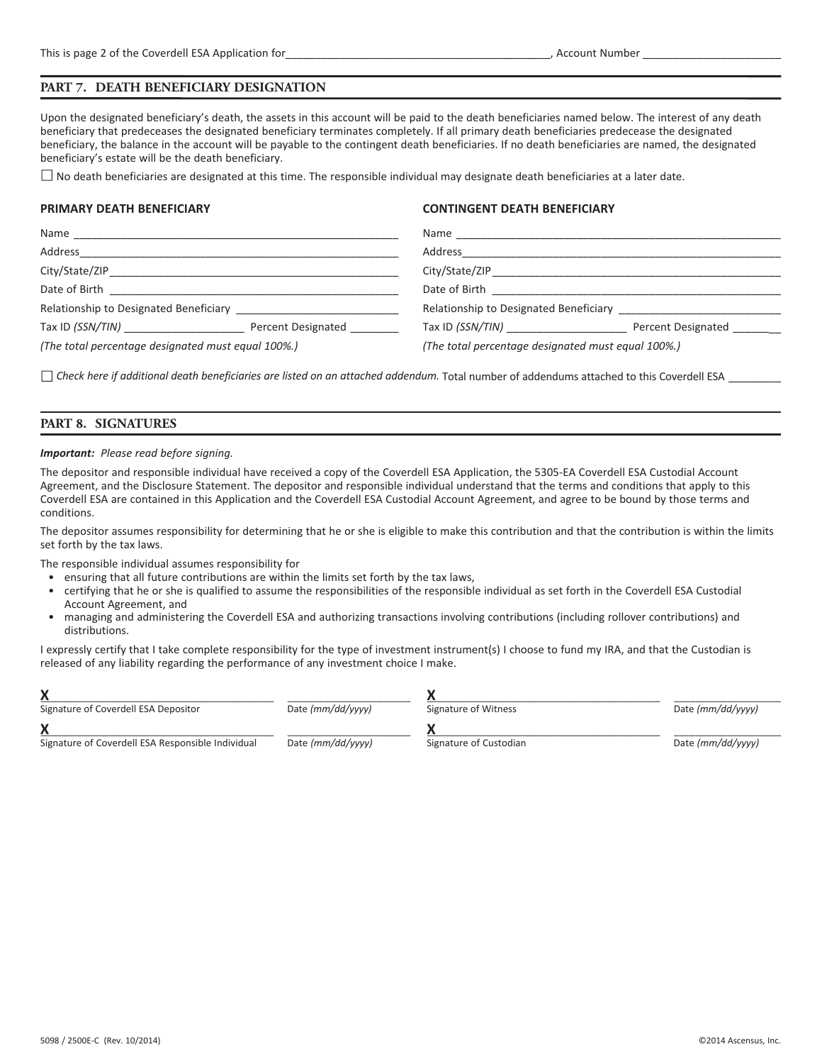This is page 2 of the Coverdell ESA Application for____________________________________________, Account Number _______________________

## PART 7. DEATH BENEFICIARY DESIGNATION

Upon the designated beneficiary's death, the assets in this account will be paid to the death beneficiaries named below. The interest of any death beneficiary that predeceases the designated beneficiary terminates completely. If all primary death beneficiaries predecease the designated beneficiary, the balance in the account will be payable to the contingent death beneficiaries. If no death beneficiaries are named, the designated beneficiary's estate will be the death beneficiary.

☐ No death beneficiaries are designated at this time. The responsible individual may designate death beneficiaries at a later date.

### PRIMARY DEATH BENEFICIARY

Name ________________________________________________________

Address________________________________________________________

City/State/ZIP__________________________________________________

Date of Birth __________________________________________________

Relationship to Designated Beneficiary ___________________________

Tax ID *(SSN/TIN)* ___________________ Percent Designated ________

*(The total percentage designated must equal 100%.)*

### CONTINGENT DEATH BENEFICIARY

Name ________________________________________________________

Address________________________________________________________

City/State/ZIP__________________________________________________

Date of Birth __________________________________________________

Relationship to Designated Beneficiary ___________________________

Tax ID *(SSN/TIN)* ___________________ Percent Designated ________

*(The total percentage designated must equal 100%.)*

☐ *Check here if additional death beneficiaries are listed on an attached addendum.* Total number of addendums attached to this Coverdell ESA _________

## PART 8. SIGNATURES

***Important:*** *Please read before signing.*

The depositor and responsible individual have received a copy of the Coverdell ESA Application, the 5305-EA Coverdell ESA Custodial Account Agreement, and the Disclosure Statement. The depositor and responsible individual understand that the terms and conditions that apply to this Coverdell ESA are contained in this Application and the Coverdell ESA Custodial Account Agreement, and agree to be bound by those terms and conditions.

The depositor assumes responsibility for determining that he or she is eligible to make this contribution and that the contribution is within the limits set forth by the tax laws.

The responsible individual assumes responsibility for

- ensuring that all future contributions are within the limits set forth by the tax laws,
- certifying that he or she is qualified to assume the responsibilities of the responsible individual as set forth in the Coverdell ESA Custodial Account Agreement, and
- managing and administering the Coverdell ESA and authorizing transactions involving contributions (including rollover contributions) and distributions.

I expressly certify that I take complete responsibility for the type of investment instrument(s) I choose to fund my IRA, and that the Custodian is released of any liability regarding the performance of any investment choice I make.

**X**____________________________________ ____________________
Signature of Coverdell ESA Depositor Date *(mm/dd/yyyy)*

**X**____________________________________ ____________________
Signature of Witness Date *(mm/dd/yyyy)*

**X**____________________________________ ____________________
Signature of Coverdell ESA Responsible Individual Date *(mm/dd/yyyy)*

**X**____________________________________ ____________________
Signature of Custodian Date *(mm/dd/yyyy)*

5098 / 2500E-C (Rev. 10/2014) ©2014 Ascensus, Inc.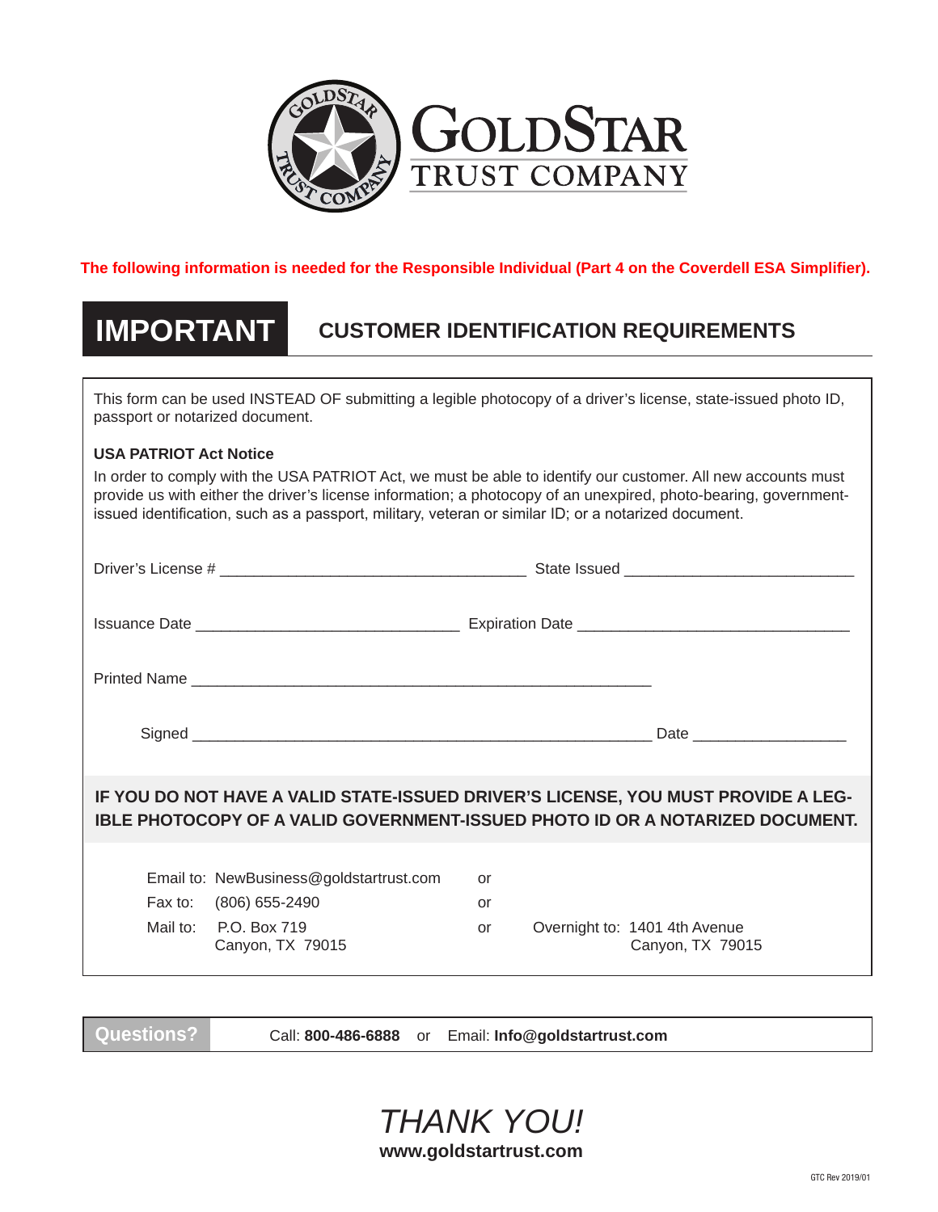# GOLDSTAR TRUST COMPANY

**The following information is needed for the Responsible Individual (Part 4 on the Coverdell ESA Simplifier).**

## IMPORTANT — CUSTOMER IDENTIFICATION REQUIREMENTS

This form can be used INSTEAD OF submitting a legible photocopy of a driver's license, state-issued photo ID, passport or notarized document.

**USA PATRIOT Act Notice**

In order to comply with the USA PATRIOT Act, we must be able to identify our customer. All new accounts must provide us with either the driver's license information; a photocopy of an unexpired, photo-bearing, government-issued identification, such as a passport, military, veteran or similar ID; or a notarized document.

Driver's License # ____________________________________ State Issued __________________________

Issuance Date ______________________________ Expiration Date ______________________________

Printed Name ______________________________________________________

Signed ______________________________________________________ Date _________________

**IF YOU DO NOT HAVE A VALID STATE-ISSUED DRIVER'S LICENSE, YOU MUST PROVIDE A LEGIBLE PHOTOCOPY OF A VALID GOVERNMENT-ISSUED PHOTO ID OR A NOTARIZED DOCUMENT.**

Email to: NewBusiness@goldstartrust.com or

Fax to: (806) 655-2490 or

Mail to: P.O. Box 719, Canyon, TX 79015 or Overnight to: 1401 4th Avenue, Canyon, TX 79015

**Questions?** Call: **800-486-6888** or Email: **Info@goldstartrust.com**

*THANK YOU!*

**www.goldstartrust.com**

GTC Rev 2019/01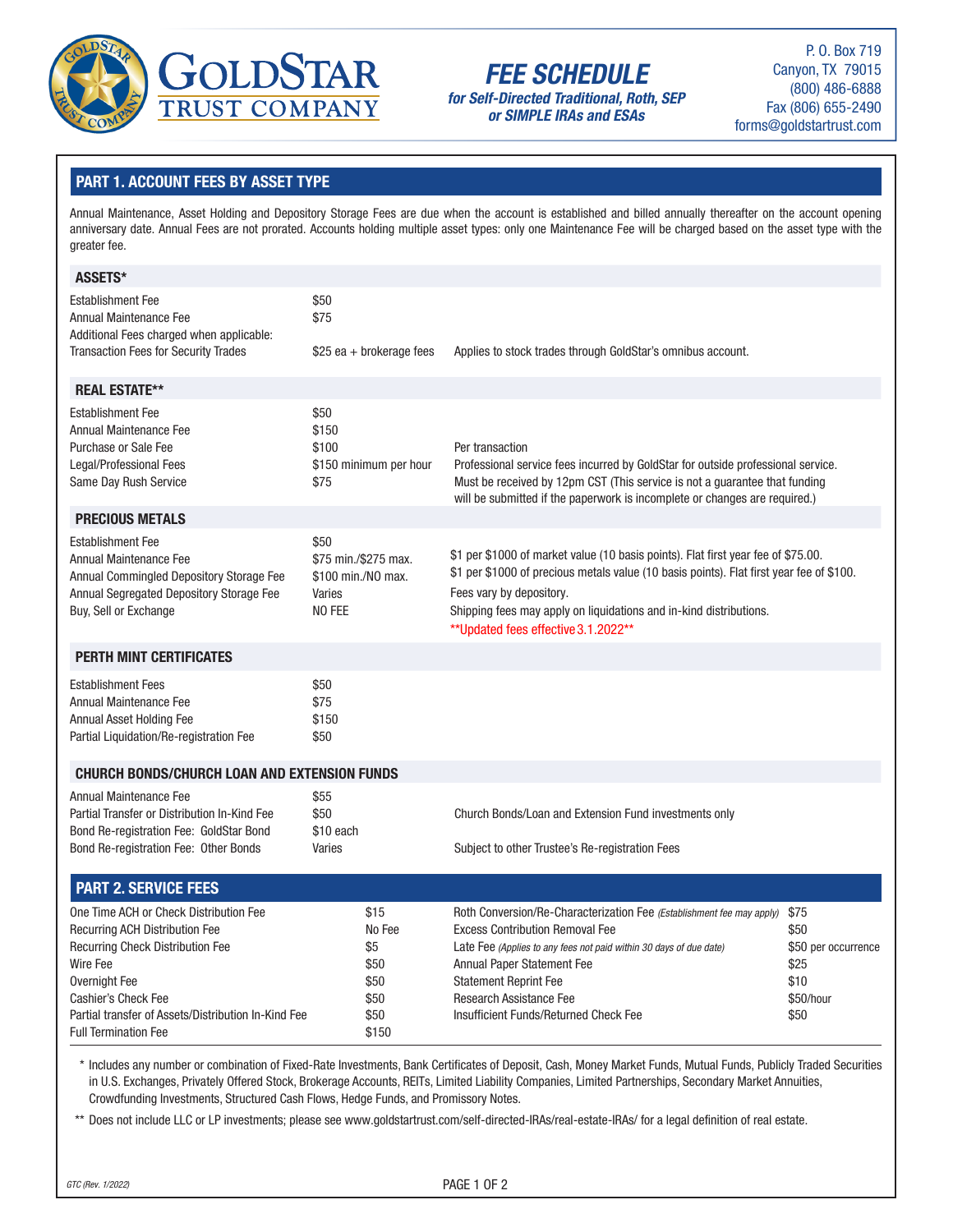# GoldStar Trust Company

## FEE SCHEDULE

***for Self-Directed Traditional, Roth, SEP or SIMPLE IRAs and ESAs***

P. O. Box 719
Canyon, TX 79015
(800) 486-6888
Fax (806) 655-2490
forms@goldstartrust.com

## PART 1. ACCOUNT FEES BY ASSET TYPE

Annual Maintenance, Asset Holding and Depository Storage Fees are due when the account is established and billed annually thereafter on the account opening anniversary date. Annual Fees are not prorated. Accounts holding multiple asset types: only one Maintenance Fee will be charged based on the asset type with the greater fee.

### ASSETS*

| | | |
|---|---|---|
| Establishment Fee | $50 | |
| Annual Maintenance Fee | $75 | |
| Additional Fees charged when applicable: | | |
| Transaction Fees for Security Trades | $25 ea + brokerage fees | Applies to stock trades through GoldStar's omnibus account. |

### REAL ESTATE**

| | | |
|---|---|---|
| Establishment Fee | $50 | |
| Annual Maintenance Fee | $150 | |
| Purchase or Sale Fee | $100 | Per transaction |
| Legal/Professional Fees | $150 minimum per hour | Professional service fees incurred by GoldStar for outside professional service. |
| Same Day Rush Service | $75 | Must be received by 12pm CST (This service is not a guarantee that funding will be submitted if the paperwork is incomplete or changes are required.) |

### PRECIOUS METALS

| | | |
|---|---|---|
| Establishment Fee | $50 | |
| Annual Maintenance Fee | $75 min./$275 max. | $1 per $1000 of market value (10 basis points). Flat first year fee of $75.00. |
| Annual Commingled Depository Storage Fee | $100 min./NO max. | $1 per $1000 of precious metals value (10 basis points). Flat first year fee of $100. |
| Annual Segregated Depository Storage Fee | Varies | Fees vary by depository. |
| Buy, Sell or Exchange | NO FEE | Shipping fees may apply on liquidations and in-kind distributions. |
| | | **Updated fees effective 3.1.2022** |

### PERTH MINT CERTIFICATES

| | |
|---|---|
| Establishment Fees | $50 |
| Annual Maintenance Fee | $75 |
| Annual Asset Holding Fee | $150 |
| Partial Liquidation/Re-registration Fee | $50 |

### CHURCH BONDS/CHURCH LOAN AND EXTENSION FUNDS

| | | |
|---|---|---|
| Annual Maintenance Fee | $55 | |
| Partial Transfer or Distribution In-Kind Fee | $50 | Church Bonds/Loan and Extension Fund investments only |
| Bond Re-registration Fee: GoldStar Bond | $10 each | |
| Bond Re-registration Fee: Other Bonds | Varies | Subject to other Trustee's Re-registration Fees |

## PART 2. SERVICE FEES

| | | | |
|---|---|---|---|
| One Time ACH or Check Distribution Fee | $15 | Roth Conversion/Re-Characterization Fee *(Establishment fee may apply)* | $75 |
| Recurring ACH Distribution Fee | No Fee | Excess Contribution Removal Fee | $50 |
| Recurring Check Distribution Fee | $5 | Late Fee *(Applies to any fees not paid within 30 days of due date)* | $50 per occurrence |
| Wire Fee | $50 | Annual Paper Statement Fee | $25 |
| Overnight Fee | $50 | Statement Reprint Fee | $10 |
| Cashier's Check Fee | $50 | Research Assistance Fee | $50/hour |
| Partial transfer of Assets/Distribution In-Kind Fee | $50 | Insufficient Funds/Returned Check Fee | $50 |
| Full Termination Fee | $150 | | |

\* Includes any number or combination of Fixed-Rate Investments, Bank Certificates of Deposit, Cash, Money Market Funds, Mutual Funds, Publicly Traded Securities in U.S. Exchanges, Privately Offered Stock, Brokerage Accounts, REITs, Limited Liability Companies, Limited Partnerships, Secondary Market Annuities, Crowdfunding Investments, Structured Cash Flows, Hedge Funds, and Promissory Notes.

\** Does not include LLC or LP investments; please see www.goldstartrust.com/self-directed-IRAs/real-estate-IRAs/ for a legal definition of real estate.

*GTC (Rev. 1/2022)*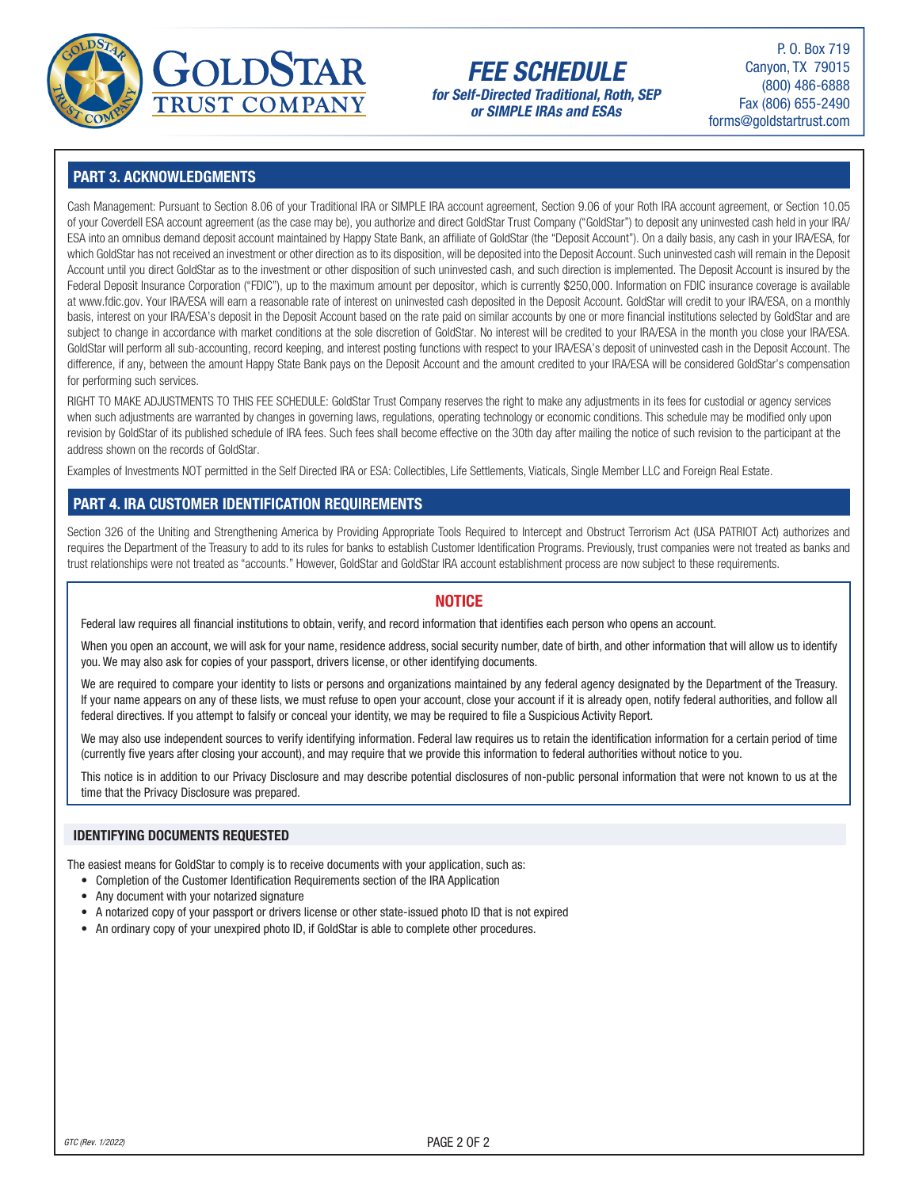# FEE SCHEDULE

***for Self-Directed Traditional, Roth, SEP or SIMPLE IRAs and ESAs***

GoldStar Trust Company
P. O. Box 719
Canyon, TX 79015
(800) 486-6888
Fax (806) 655-2490
forms@goldstartrust.com

## PART 3. ACKNOWLEDGMENTS

Cash Management: Pursuant to Section 8.06 of your Traditional IRA or SIMPLE IRA account agreement, Section 9.06 of your Roth IRA account agreement, or Section 10.05 of your Coverdell ESA account agreement (as the case may be), you authorize and direct GoldStar Trust Company ("GoldStar") to deposit any uninvested cash held in your IRA/ESA into an omnibus demand deposit account maintained by Happy State Bank, an affiliate of GoldStar (the "Deposit Account"). On a daily basis, any cash in your IRA/ESA, for which GoldStar has not received an investment or other direction as to its disposition, will be deposited into the Deposit Account. Such uninvested cash will remain in the Deposit Account until you direct GoldStar as to the investment or other disposition of such uninvested cash, and such direction is implemented. The Deposit Account is insured by the Federal Deposit Insurance Corporation ("FDIC"), up to the maximum amount per depositor, which is currently $250,000. Information on FDIC insurance coverage is available at www.fdic.gov. Your IRA/ESA will earn a reasonable rate of interest on uninvested cash deposited in the Deposit Account. GoldStar will credit to your IRA/ESA, on a monthly basis, interest on your IRA/ESA's deposit in the Deposit Account based on the rate paid on similar accounts by one or more financial institutions selected by GoldStar and are subject to change in accordance with market conditions at the sole discretion of GoldStar. No interest will be credited to your IRA/ESA in the month you close your IRA/ESA. GoldStar will perform all sub-accounting, record keeping, and interest posting functions with respect to your IRA/ESA's deposit of uninvested cash in the Deposit Account. The difference, if any, between the amount Happy State Bank pays on the Deposit Account and the amount credited to your IRA/ESA will be considered GoldStar's compensation for performing such services.

RIGHT TO MAKE ADJUSTMENTS TO THIS FEE SCHEDULE: GoldStar Trust Company reserves the right to make any adjustments in its fees for custodial or agency services when such adjustments are warranted by changes in governing laws, regulations, operating technology or economic conditions. This schedule may be modified only upon revision by GoldStar of its published schedule of IRA fees. Such fees shall become effective on the 30th day after mailing the notice of such revision to the participant at the address shown on the records of GoldStar.

Examples of Investments NOT permitted in the Self Directed IRA or ESA: Collectibles, Life Settlements, Viaticals, Single Member LLC and Foreign Real Estate.

## PART 4. IRA CUSTOMER IDENTIFICATION REQUIREMENTS

Section 326 of the Uniting and Strengthening America by Providing Appropriate Tools Required to Intercept and Obstruct Terrorism Act (USA PATRIOT Act) authorizes and requires the Department of the Treasury to add to its rules for banks to establish Customer Identification Programs. Previously, trust companies were not treated as banks and trust relationships were not treated as "accounts." However, GoldStar and GoldStar IRA account establishment process are now subject to these requirements.

### NOTICE

Federal law requires all financial institutions to obtain, verify, and record information that identifies each person who opens an account.

When you open an account, we will ask for your name, residence address, social security number, date of birth, and other information that will allow us to identify you. We may also ask for copies of your passport, drivers license, or other identifying documents.

We are required to compare your identity to lists or persons and organizations maintained by any federal agency designated by the Department of the Treasury. If your name appears on any of these lists, we must refuse to open your account, close your account if it is already open, notify federal authorities, and follow all federal directives. If you attempt to falsify or conceal your identity, we may be required to file a Suspicious Activity Report.

We may also use independent sources to verify identifying information. Federal law requires us to retain the identification information for a certain period of time (currently five years after closing your account), and may require that we provide this information to federal authorities without notice to you.

This notice is in addition to our Privacy Disclosure and may describe potential disclosures of non-public personal information that were not known to us at the time that the Privacy Disclosure was prepared.

### IDENTIFYING DOCUMENTS REQUESTED

The easiest means for GoldStar to comply is to receive documents with your application, such as:

- Completion of the Customer Identification Requirements section of the IRA Application
- Any document with your notarized signature
- A notarized copy of your passport or drivers license or other state-issued photo ID that is not expired
- An ordinary copy of your unexpired photo ID, if GoldStar is able to complete other procedures.

GTC (Rev. 1/2022)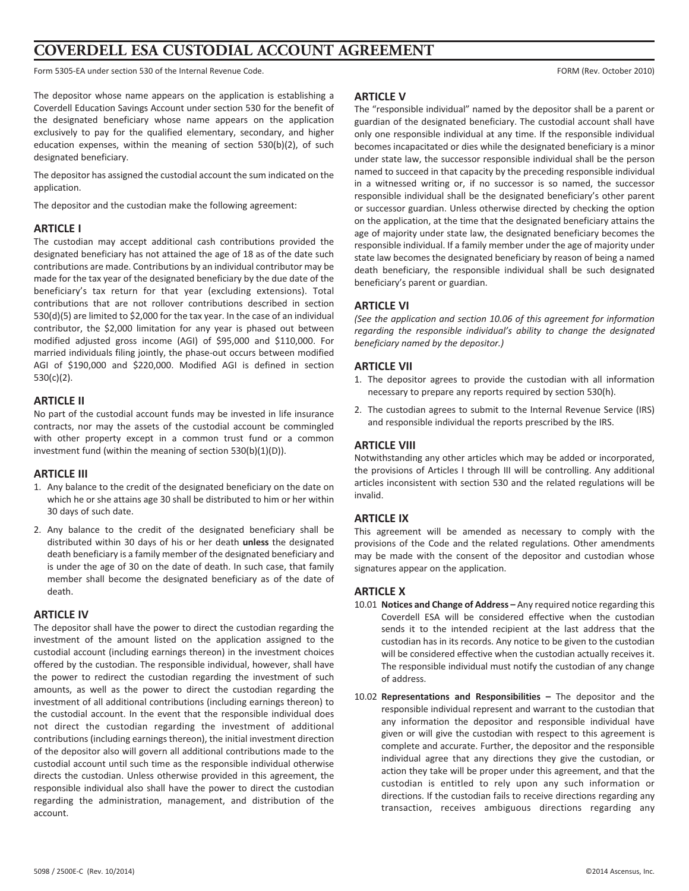# COVERDELL ESA CUSTODIAL ACCOUNT AGREEMENT

Form 5305-EA under section 530 of the Internal Revenue Code. FORM (Rev. October 2010)

The depositor whose name appears on the application is establishing a Coverdell Education Savings Account under section 530 for the benefit of the designated beneficiary whose name appears on the application exclusively to pay for the qualified elementary, secondary, and higher education expenses, within the meaning of section 530(b)(2), of such designated beneficiary.

The depositor has assigned the custodial account the sum indicated on the application.

The depositor and the custodian make the following agreement:

## ARTICLE I

The custodian may accept additional cash contributions provided the designated beneficiary has not attained the age of 18 as of the date such contributions are made. Contributions by an individual contributor may be made for the tax year of the designated beneficiary by the due date of the beneficiary's tax return for that year (excluding extensions). Total contributions that are not rollover contributions described in section 530(d)(5) are limited to $2,000 for the tax year. In the case of an individual contributor, the $2,000 limitation for any year is phased out between modified adjusted gross income (AGI) of $95,000 and $110,000. For married individuals filing jointly, the phase-out occurs between modified AGI of $190,000 and $220,000. Modified AGI is defined in section 530(c)(2).

## ARTICLE II

No part of the custodial account funds may be invested in life insurance contracts, nor may the assets of the custodial account be commingled with other property except in a common trust fund or a common investment fund (within the meaning of section 530(b)(1)(D)).

## ARTICLE III

1. Any balance to the credit of the designated beneficiary on the date on which he or she attains age 30 shall be distributed to him or her within 30 days of such date.
2. Any balance to the credit of the designated beneficiary shall be distributed within 30 days of his or her death **unless** the designated death beneficiary is a family member of the designated beneficiary and is under the age of 30 on the date of death. In such case, that family member shall become the designated beneficiary as of the date of death.

## ARTICLE IV

The depositor shall have the power to direct the custodian regarding the investment of the amount listed on the application assigned to the custodial account (including earnings thereon) in the investment choices offered by the custodian. The responsible individual, however, shall have the power to redirect the custodian regarding the investment of such amounts, as well as the power to direct the custodian regarding the investment of all additional contributions (including earnings thereon) to the custodial account. In the event that the responsible individual does not direct the custodian regarding the investment of additional contributions (including earnings thereon), the initial investment direction of the depositor also will govern all additional contributions made to the custodial account until such time as the responsible individual otherwise directs the custodian. Unless otherwise provided in this agreement, the responsible individual also shall have the power to direct the custodian regarding the administration, management, and distribution of the account.

## ARTICLE V

The "responsible individual" named by the depositor shall be a parent or guardian of the designated beneficiary. The custodial account shall have only one responsible individual at any time. If the responsible individual becomes incapacitated or dies while the designated beneficiary is a minor under state law, the successor responsible individual shall be the person named to succeed in that capacity by the preceding responsible individual in a witnessed writing or, if no successor is so named, the successor responsible individual shall be the designated beneficiary's other parent or successor guardian. Unless otherwise directed by checking the option on the application, at the time that the designated beneficiary attains the age of majority under state law, the designated beneficiary becomes the responsible individual. If a family member under the age of majority under state law becomes the designated beneficiary by reason of being a named death beneficiary, the responsible individual shall be such designated beneficiary's parent or guardian.

## ARTICLE VI

*(See the application and section 10.06 of this agreement for information regarding the responsible individual's ability to change the designated beneficiary named by the depositor.)*

## ARTICLE VII

1. The depositor agrees to provide the custodian with all information necessary to prepare any reports required by section 530(h).
2. The custodian agrees to submit to the Internal Revenue Service (IRS) and responsible individual the reports prescribed by the IRS.

## ARTICLE VIII

Notwithstanding any other articles which may be added or incorporated, the provisions of Articles I through III will be controlling. Any additional articles inconsistent with section 530 and the related regulations will be invalid.

## ARTICLE IX

This agreement will be amended as necessary to comply with the provisions of the Code and the related regulations. Other amendments may be made with the consent of the depositor and custodian whose signatures appear on the application.

## ARTICLE X

10.01 **Notices and Change of Address –** Any required notice regarding this Coverdell ESA will be considered effective when the custodian sends it to the intended recipient at the last address that the custodian has in its records. Any notice to be given to the custodian will be considered effective when the custodian actually receives it. The responsible individual must notify the custodian of any change of address.

10.02 **Representations and Responsibilities –** The depositor and the responsible individual represent and warrant to the custodian that any information the depositor and responsible individual have given or will give the custodian with respect to this agreement is complete and accurate. Further, the depositor and the responsible individual agree that any directions they give the custodian, or action they take will be proper under this agreement, and that the custodian is entitled to rely upon any such information or directions. If the custodian fails to receive directions regarding any transaction, receives ambiguous directions regarding any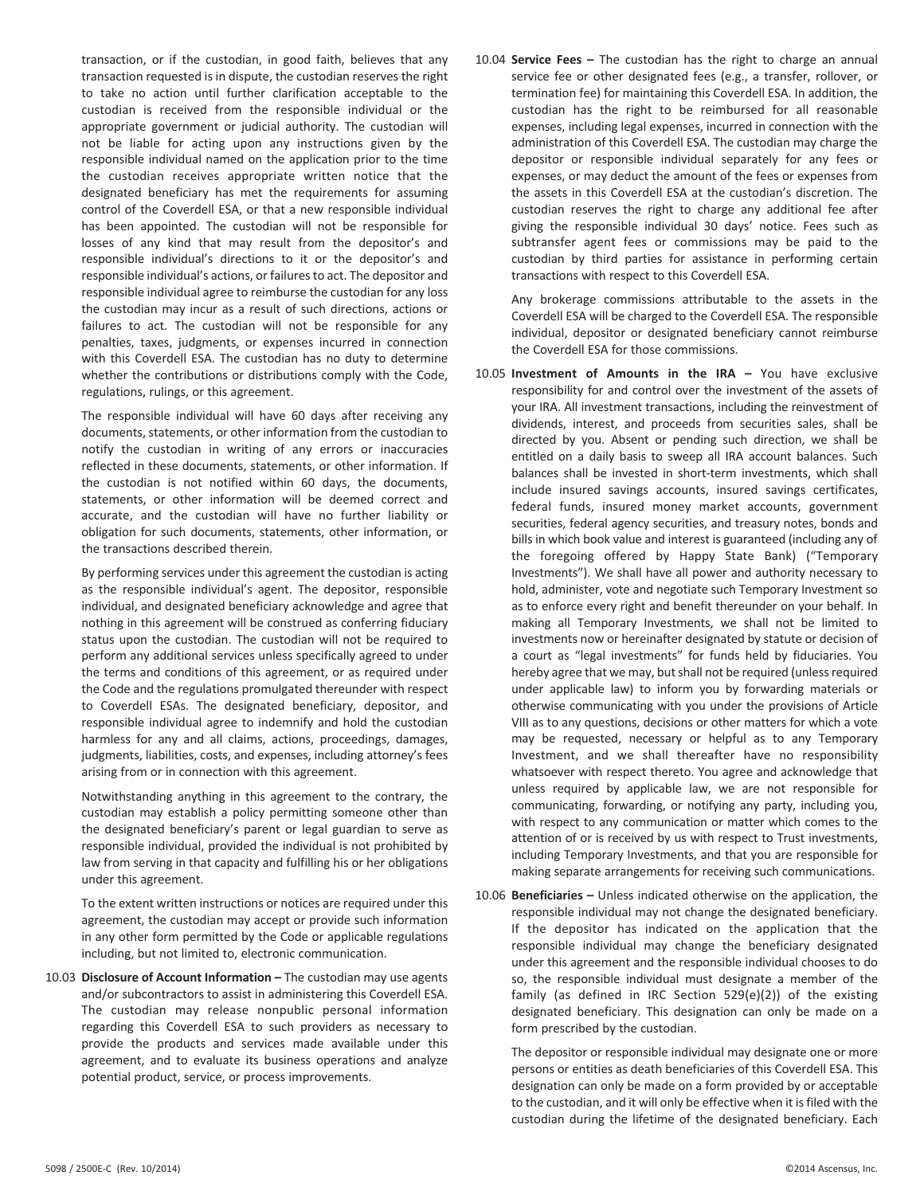transaction, or if the custodian, in good faith, believes that any transaction requested is in dispute, the custodian reserves the right to take no action until further clarification acceptable to the custodian is received from the responsible individual or the appropriate government or judicial authority. The custodian will not be liable for acting upon any instructions given by the responsible individual named on the application prior to the time the custodian receives appropriate written notice that the designated beneficiary has met the requirements for assuming control of the Coverdell ESA, or that a new responsible individual has been appointed. The custodian will not be responsible for losses of any kind that may result from the depositor's and responsible individual's directions to it or the depositor's and responsible individual's actions, or failures to act. The depositor and responsible individual agree to reimburse the custodian for any loss the custodian may incur as a result of such directions, actions or failures to act. The custodian will not be responsible for any penalties, taxes, judgments, or expenses incurred in connection with this Coverdell ESA. The custodian has no duty to determine whether the contributions or distributions comply with the Code, regulations, rulings, or this agreement.

The responsible individual will have 60 days after receiving any documents, statements, or other information from the custodian to notify the custodian in writing of any errors or inaccuracies reflected in these documents, statements, or other information. If the custodian is not notified within 60 days, the documents, statements, or other information will be deemed correct and accurate, and the custodian will have no further liability or obligation for such documents, statements, other information, or the transactions described therein.

By performing services under this agreement the custodian is acting as the responsible individual's agent. The depositor, responsible individual, and designated beneficiary acknowledge and agree that nothing in this agreement will be construed as conferring fiduciary status upon the custodian. The custodian will not be required to perform any additional services unless specifically agreed to under the terms and conditions of this agreement, or as required under the Code and the regulations promulgated thereunder with respect to Coverdell ESAs. The designated beneficiary, depositor, and responsible individual agree to indemnify and hold the custodian harmless for any and all claims, actions, proceedings, damages, judgments, liabilities, costs, and expenses, including attorney's fees arising from or in connection with this agreement.

Notwithstanding anything in this agreement to the contrary, the custodian may establish a policy permitting someone other than the designated beneficiary's parent or legal guardian to serve as responsible individual, provided the individual is not prohibited by law from serving in that capacity and fulfilling his or her obligations under this agreement.

To the extent written instructions or notices are required under this agreement, the custodian may accept or provide such information in any other form permitted by the Code or applicable regulations including, but not limited to, electronic communication.

10.03 **Disclosure of Account Information –** The custodian may use agents and/or subcontractors to assist in administering this Coverdell ESA. The custodian may release nonpublic personal information regarding this Coverdell ESA to such providers as necessary to provide the products and services made available under this agreement, and to evaluate its business operations and analyze potential product, service, or process improvements.

10.04 **Service Fees –** The custodian has the right to charge an annual service fee or other designated fees (e.g., a transfer, rollover, or termination fee) for maintaining this Coverdell ESA. In addition, the custodian has the right to be reimbursed for all reasonable expenses, including legal expenses, incurred in connection with the administration of this Coverdell ESA. The custodian may charge the depositor or responsible individual separately for any fees or expenses, or may deduct the amount of the fees or expenses from the assets in this Coverdell ESA at the custodian's discretion. The custodian reserves the right to charge any additional fee after giving the responsible individual 30 days' notice. Fees such as subtransfer agent fees or commissions may be paid to the custodian by third parties for assistance in performing certain transactions with respect to this Coverdell ESA.

Any brokerage commissions attributable to the assets in the Coverdell ESA will be charged to the Coverdell ESA. The responsible individual, depositor or designated beneficiary cannot reimburse the Coverdell ESA for those commissions.

10.05 **Investment of Amounts in the IRA –** You have exclusive responsibility for and control over the investment of the assets of your IRA. All investment transactions, including the reinvestment of dividends, interest, and proceeds from securities sales, shall be directed by you. Absent or pending such direction, we shall be entitled on a daily basis to sweep all IRA account balances. Such balances shall be invested in short-term investments, which shall include insured savings accounts, insured savings certificates, federal funds, insured money market accounts, government securities, federal agency securities, and treasury notes, bonds and bills in which book value and interest is guaranteed (including any of the foregoing offered by Happy State Bank) ("Temporary Investments"). We shall have all power and authority necessary to hold, administer, vote and negotiate such Temporary Investment so as to enforce every right and benefit thereunder on your behalf. In making all Temporary Investments, we shall not be limited to investments now or hereinafter designated by statute or decision of a court as "legal investments" for funds held by fiduciaries. You hereby agree that we may, but shall not be required (unless required under applicable law) to inform you by forwarding materials or otherwise communicating with you under the provisions of Article VIII as to any questions, decisions or other matters for which a vote may be requested, necessary or helpful as to any Temporary Investment, and we shall thereafter have no responsibility whatsoever with respect thereto. You agree and acknowledge that unless required by applicable law, we are not responsible for communicating, forwarding, or notifying any party, including you, with respect to any communication or matter which comes to the attention of or is received by us with respect to Trust investments, including Temporary Investments, and that you are responsible for making separate arrangements for receiving such communications.

10.06 **Beneficiaries –** Unless indicated otherwise on the application, the responsible individual may not change the designated beneficiary. If the depositor has indicated on the application that the responsible individual may change the beneficiary designated under this agreement and the responsible individual chooses to do so, the responsible individual must designate a member of the family (as defined in IRC Section 529(e)(2)) of the existing designated beneficiary. This designation can only be made on a form prescribed by the custodian.

The depositor or responsible individual may designate one or more persons or entities as death beneficiaries of this Coverdell ESA. This designation can only be made on a form provided by or acceptable to the custodian, and it will only be effective when it is filed with the custodian during the lifetime of the designated beneficiary. Each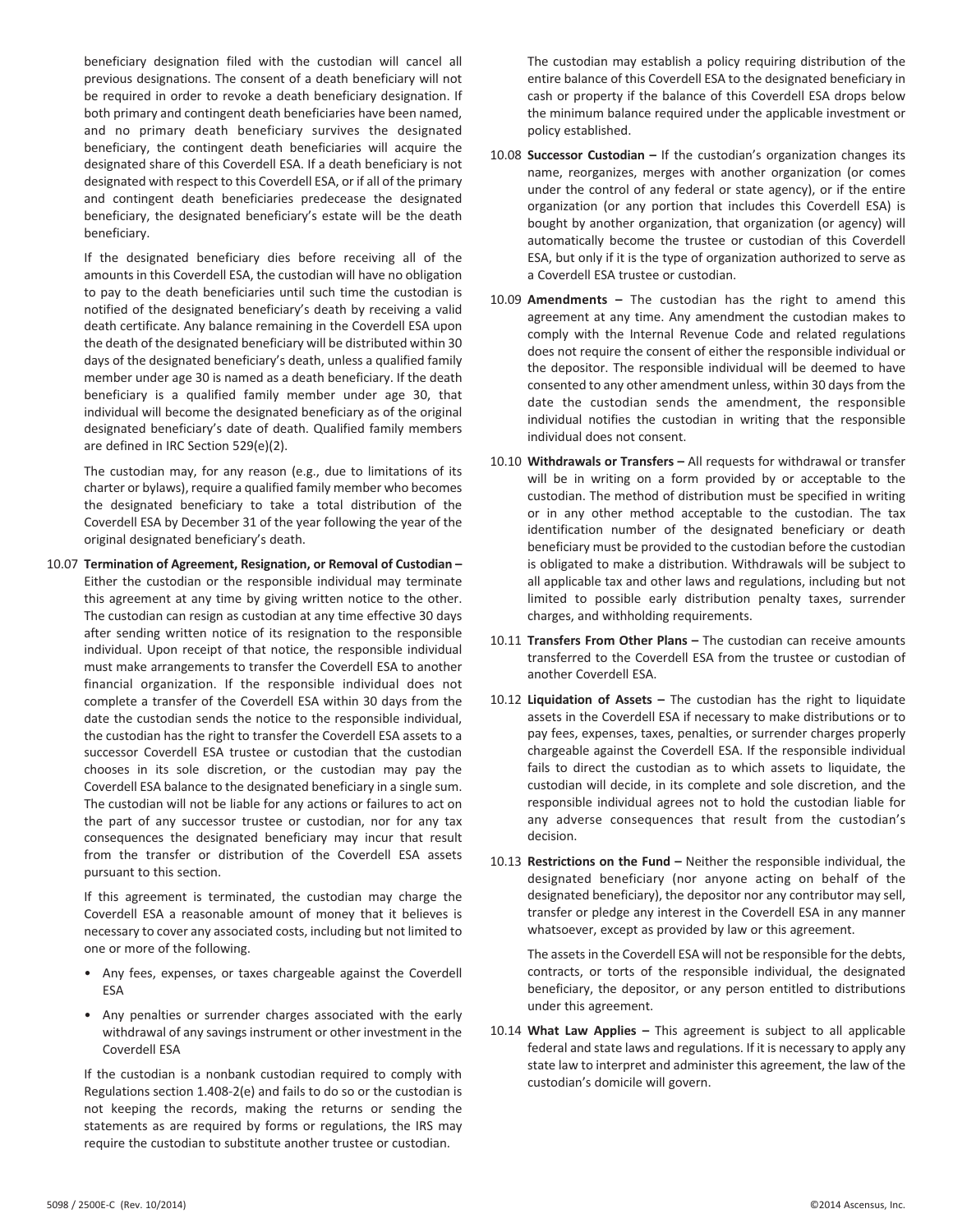beneficiary designation filed with the custodian will cancel all previous designations. The consent of a death beneficiary will not be required in order to revoke a death beneficiary designation. If both primary and contingent death beneficiaries have been named, and no primary death beneficiary survives the designated beneficiary, the contingent death beneficiaries will acquire the designated share of this Coverdell ESA. If a death beneficiary is not designated with respect to this Coverdell ESA, or if all of the primary and contingent death beneficiaries predecease the designated beneficiary, the designated beneficiary's estate will be the death beneficiary.

If the designated beneficiary dies before receiving all of the amounts in this Coverdell ESA, the custodian will have no obligation to pay to the death beneficiaries until such time the custodian is notified of the designated beneficiary's death by receiving a valid death certificate. Any balance remaining in the Coverdell ESA upon the death of the designated beneficiary will be distributed within 30 days of the designated beneficiary's death, unless a qualified family member under age 30 is named as a death beneficiary. If the death beneficiary is a qualified family member under age 30, that individual will become the designated beneficiary as of the original designated beneficiary's date of death. Qualified family members are defined in IRC Section 529(e)(2).

The custodian may, for any reason (e.g., due to limitations of its charter or bylaws), require a qualified family member who becomes the designated beneficiary to take a total distribution of the Coverdell ESA by December 31 of the year following the year of the original designated beneficiary's death.

10.07 **Termination of Agreement, Resignation, or Removal of Custodian –** Either the custodian or the responsible individual may terminate this agreement at any time by giving written notice to the other. The custodian can resign as custodian at any time effective 30 days after sending written notice of its resignation to the responsible individual. Upon receipt of that notice, the responsible individual must make arrangements to transfer the Coverdell ESA to another financial organization. If the responsible individual does not complete a transfer of the Coverdell ESA within 30 days from the date the custodian sends the notice to the responsible individual, the custodian has the right to transfer the Coverdell ESA assets to a successor Coverdell ESA trustee or custodian that the custodian chooses in its sole discretion, or the custodian may pay the Coverdell ESA balance to the designated beneficiary in a single sum. The custodian will not be liable for any actions or failures to act on the part of any successor trustee or custodian, nor for any tax consequences the designated beneficiary may incur that result from the transfer or distribution of the Coverdell ESA assets pursuant to this section.

If this agreement is terminated, the custodian may charge the Coverdell ESA a reasonable amount of money that it believes is necessary to cover any associated costs, including but not limited to one or more of the following.

- Any fees, expenses, or taxes chargeable against the Coverdell ESA
- Any penalties or surrender charges associated with the early withdrawal of any savings instrument or other investment in the Coverdell ESA

If the custodian is a nonbank custodian required to comply with Regulations section 1.408-2(e) and fails to do so or the custodian is not keeping the records, making the returns or sending the statements as are required by forms or regulations, the IRS may require the custodian to substitute another trustee or custodian.

The custodian may establish a policy requiring distribution of the entire balance of this Coverdell ESA to the designated beneficiary in cash or property if the balance of this Coverdell ESA drops below the minimum balance required under the applicable investment or policy established.

10.08 **Successor Custodian –** If the custodian's organization changes its name, reorganizes, merges with another organization (or comes under the control of any federal or state agency), or if the entire organization (or any portion that includes this Coverdell ESA) is bought by another organization, that organization (or agency) will automatically become the trustee or custodian of this Coverdell ESA, but only if it is the type of organization authorized to serve as a Coverdell ESA trustee or custodian.

10.09 **Amendments –** The custodian has the right to amend this agreement at any time. Any amendment the custodian makes to comply with the Internal Revenue Code and related regulations does not require the consent of either the responsible individual or the depositor. The responsible individual will be deemed to have consented to any other amendment unless, within 30 days from the date the custodian sends the amendment, the responsible individual notifies the custodian in writing that the responsible individual does not consent.

10.10 **Withdrawals or Transfers –** All requests for withdrawal or transfer will be in writing on a form provided by or acceptable to the custodian. The method of distribution must be specified in writing or in any other method acceptable to the custodian. The tax identification number of the designated beneficiary or death beneficiary must be provided to the custodian before the custodian is obligated to make a distribution. Withdrawals will be subject to all applicable tax and other laws and regulations, including but not limited to possible early distribution penalty taxes, surrender charges, and withholding requirements.

10.11 **Transfers From Other Plans –** The custodian can receive amounts transferred to the Coverdell ESA from the trustee or custodian of another Coverdell ESA.

10.12 **Liquidation of Assets –** The custodian has the right to liquidate assets in the Coverdell ESA if necessary to make distributions or to pay fees, expenses, taxes, penalties, or surrender charges properly chargeable against the Coverdell ESA. If the responsible individual fails to direct the custodian as to which assets to liquidate, the custodian will decide, in its complete and sole discretion, and the responsible individual agrees not to hold the custodian liable for any adverse consequences that result from the custodian's decision.

10.13 **Restrictions on the Fund –** Neither the responsible individual, the designated beneficiary (nor anyone acting on behalf of the designated beneficiary), the depositor nor any contributor may sell, transfer or pledge any interest in the Coverdell ESA in any manner whatsoever, except as provided by law or this agreement.

The assets in the Coverdell ESA will not be responsible for the debts, contracts, or torts of the responsible individual, the designated beneficiary, the depositor, or any person entitled to distributions under this agreement.

10.14 **What Law Applies –** This agreement is subject to all applicable federal and state laws and regulations. If it is necessary to apply any state law to interpret and administer this agreement, the law of the custodian's domicile will govern.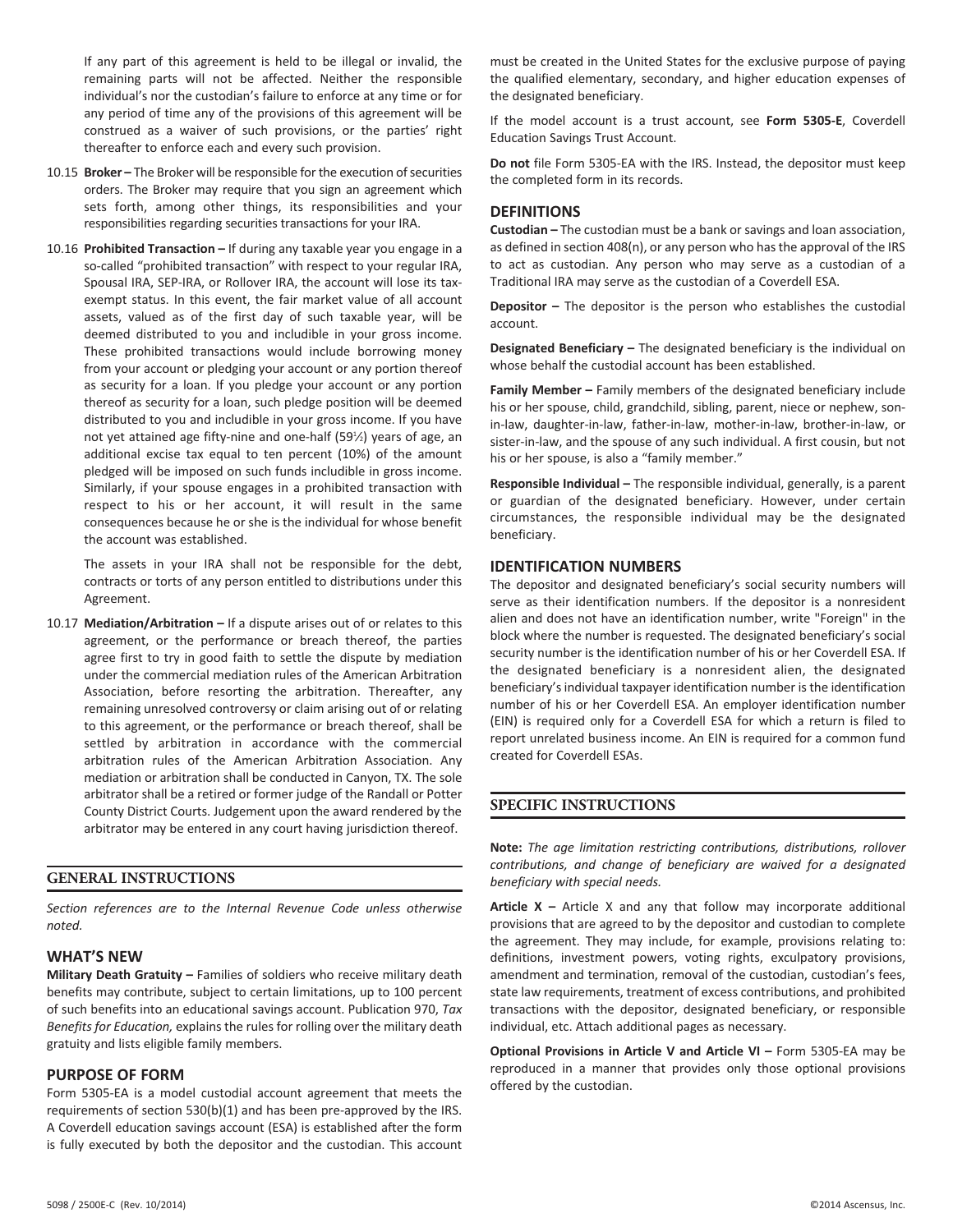If any part of this agreement is held to be illegal or invalid, the remaining parts will not be affected. Neither the responsible individual's nor the custodian's failure to enforce at any time or for any period of time any of the provisions of this agreement will be construed as a waiver of such provisions, or the parties' right thereafter to enforce each and every such provision.

10.15 **Broker –** The Broker will be responsible for the execution of securities orders. The Broker may require that you sign an agreement which sets forth, among other things, its responsibilities and your responsibilities regarding securities transactions for your IRA.

10.16 **Prohibited Transaction –** If during any taxable year you engage in a so-called "prohibited transaction" with respect to your regular IRA, Spousal IRA, SEP-IRA, or Rollover IRA, the account will lose its tax-exempt status. In this event, the fair market value of all account assets, valued as of the first day of such taxable year, will be deemed distributed to you and includible in your gross income. These prohibited transactions would include borrowing money from your account or pledging your account or any portion thereof as security for a loan. If you pledge your account or any portion thereof as security for a loan, such pledge position will be deemed distributed to you and includible in your gross income. If you have not yet attained age fifty-nine and one-half (59½) years of age, an additional excise tax equal to ten percent (10%) of the amount pledged will be imposed on such funds includible in gross income. Similarly, if your spouse engages in a prohibited transaction with respect to his or her account, it will result in the same consequences because he or she is the individual for whose benefit the account was established.

The assets in your IRA shall not be responsible for the debt, contracts or torts of any person entitled to distributions under this Agreement.

10.17 **Mediation/Arbitration –** If a dispute arises out of or relates to this agreement, or the performance or breach thereof, the parties agree first to try in good faith to settle the dispute by mediation under the commercial mediation rules of the American Arbitration Association, before resorting the arbitration. Thereafter, any remaining unresolved controversy or claim arising out of or relating to this agreement, or the performance or breach thereof, shall be settled by arbitration in accordance with the commercial arbitration rules of the American Arbitration Association. Any mediation or arbitration shall be conducted in Canyon, TX. The sole arbitrator shall be a retired or former judge of the Randall or Potter County District Courts. Judgement upon the award rendered by the arbitrator may be entered in any court having jurisdiction thereof.

## GENERAL INSTRUCTIONS

*Section references are to the Internal Revenue Code unless otherwise noted.*

### WHAT'S NEW

**Military Death Gratuity –** Families of soldiers who receive military death benefits may contribute, subject to certain limitations, up to 100 percent of such benefits into an educational savings account. Publication 970, *Tax Benefits for Education,* explains the rules for rolling over the military death gratuity and lists eligible family members.

### PURPOSE OF FORM

Form 5305-EA is a model custodial account agreement that meets the requirements of section 530(b)(1) and has been pre-approved by the IRS. A Coverdell education savings account (ESA) is established after the form is fully executed by both the depositor and the custodian. This account must be created in the United States for the exclusive purpose of paying the qualified elementary, secondary, and higher education expenses of the designated beneficiary.

If the model account is a trust account, see **Form 5305-E**, Coverdell Education Savings Trust Account.

**Do not** file Form 5305-EA with the IRS. Instead, the depositor must keep the completed form in its records.

### DEFINITIONS

**Custodian –** The custodian must be a bank or savings and loan association, as defined in section 408(n), or any person who has the approval of the IRS to act as custodian. Any person who may serve as a custodian of a Traditional IRA may serve as the custodian of a Coverdell ESA.

**Depositor –** The depositor is the person who establishes the custodial account.

**Designated Beneficiary –** The designated beneficiary is the individual on whose behalf the custodial account has been established.

**Family Member –** Family members of the designated beneficiary include his or her spouse, child, grandchild, sibling, parent, niece or nephew, son-in-law, daughter-in-law, father-in-law, mother-in-law, brother-in-law, or sister-in-law, and the spouse of any such individual. A first cousin, but not his or her spouse, is also a "family member."

**Responsible Individual –** The responsible individual, generally, is a parent or guardian of the designated beneficiary. However, under certain circumstances, the responsible individual may be the designated beneficiary.

### IDENTIFICATION NUMBERS

The depositor and designated beneficiary's social security numbers will serve as their identification numbers. If the depositor is a nonresident alien and does not have an identification number, write "Foreign" in the block where the number is requested. The designated beneficiary's social security number is the identification number of his or her Coverdell ESA. If the designated beneficiary is a nonresident alien, the designated beneficiary's individual taxpayer identification number is the identification number of his or her Coverdell ESA. An employer identification number (EIN) is required only for a Coverdell ESA for which a return is filed to report unrelated business income. An EIN is required for a common fund created for Coverdell ESAs.

## SPECIFIC INSTRUCTIONS

**Note:** *The age limitation restricting contributions, distributions, rollover contributions, and change of beneficiary are waived for a designated beneficiary with special needs.*

**Article X –** Article X and any that follow may incorporate additional provisions that are agreed to by the depositor and custodian to complete the agreement. They may include, for example, provisions relating to: definitions, investment powers, voting rights, exculpatory provisions, amendment and termination, removal of the custodian, custodian's fees, state law requirements, treatment of excess contributions, and prohibited transactions with the depositor, designated beneficiary, or responsible individual, etc. Attach additional pages as necessary.

**Optional Provisions in Article V and Article VI –** Form 5305-EA may be reproduced in a manner that provides only those optional provisions offered by the custodian.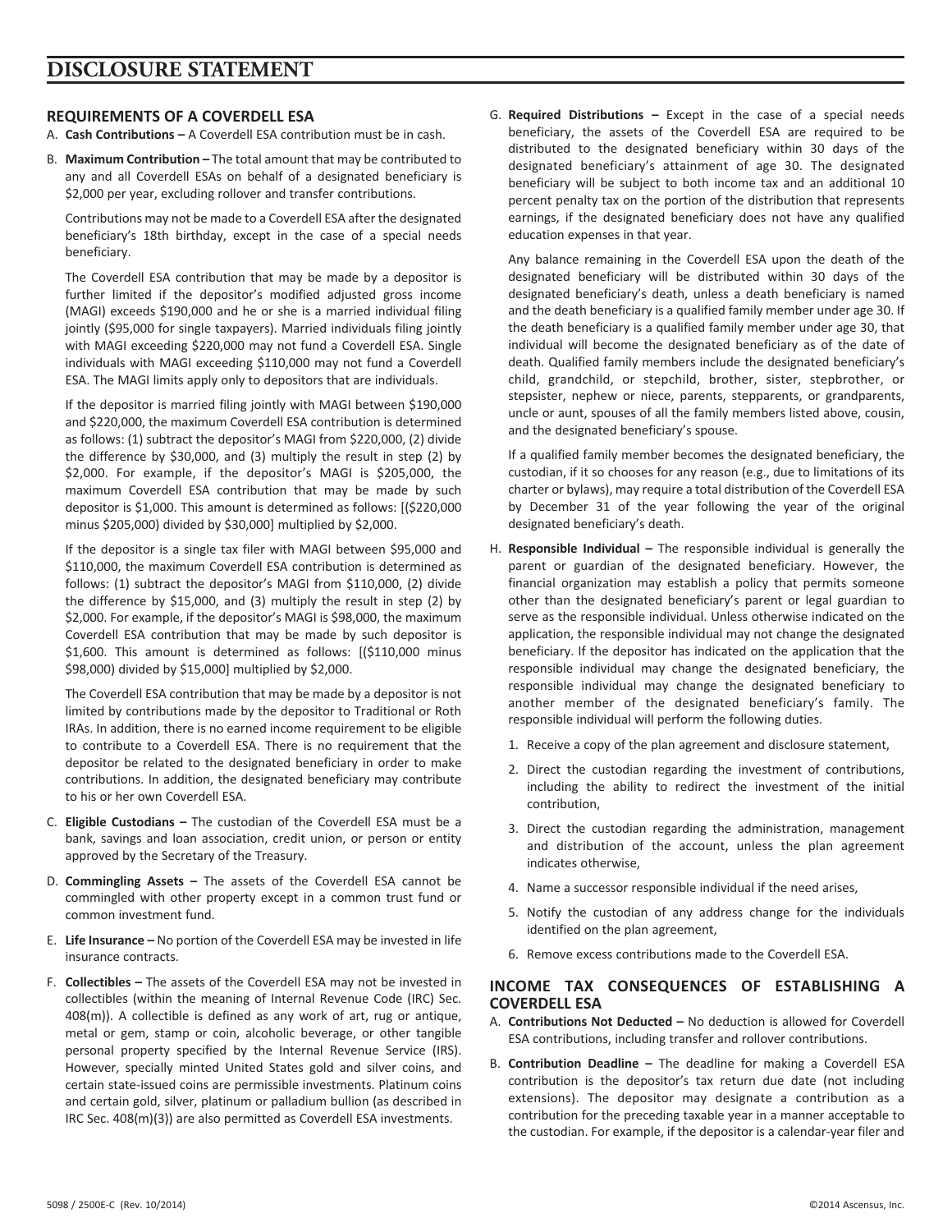# DISCLOSURE STATEMENT

## REQUIREMENTS OF A COVERDELL ESA

A. **Cash Contributions –** A Coverdell ESA contribution must be in cash.

B. **Maximum Contribution –** The total amount that may be contributed to any and all Coverdell ESAs on behalf of a designated beneficiary is $2,000 per year, excluding rollover and transfer contributions.

   Contributions may not be made to a Coverdell ESA after the designated beneficiary's 18th birthday, except in the case of a special needs beneficiary.

   The Coverdell ESA contribution that may be made by a depositor is further limited if the depositor's modified adjusted gross income (MAGI) exceeds $190,000 and he or she is a married individual filing jointly ($95,000 for single taxpayers). Married individuals filing jointly with MAGI exceeding $220,000 may not fund a Coverdell ESA. Single individuals with MAGI exceeding $110,000 may not fund a Coverdell ESA. The MAGI limits apply only to depositors that are individuals.

   If the depositor is married filing jointly with MAGI between $190,000 and $220,000, the maximum Coverdell ESA contribution is determined as follows: (1) subtract the depositor's MAGI from $220,000, (2) divide the difference by $30,000, and (3) multiply the result in step (2) by $2,000. For example, if the depositor's MAGI is $205,000, the maximum Coverdell ESA contribution that may be made by such depositor is $1,000. This amount is determined as follows: [($220,000 minus $205,000) divided by $30,000] multiplied by $2,000.

   If the depositor is a single tax filer with MAGI between $95,000 and $110,000, the maximum Coverdell ESA contribution is determined as follows: (1) subtract the depositor's MAGI from $110,000, (2) divide the difference by $15,000, and (3) multiply the result in step (2) by $2,000. For example, if the depositor's MAGI is $98,000, the maximum Coverdell ESA contribution that may be made by such depositor is $1,600. This amount is determined as follows: [($110,000 minus $98,000) divided by $15,000] multiplied by $2,000.

   The Coverdell ESA contribution that may be made by a depositor is not limited by contributions made by the depositor to Traditional or Roth IRAs. In addition, there is no earned income requirement to be eligible to contribute to a Coverdell ESA. There is no requirement that the depositor be related to the designated beneficiary in order to make contributions. In addition, the designated beneficiary may contribute to his or her own Coverdell ESA.

C. **Eligible Custodians –** The custodian of the Coverdell ESA must be a bank, savings and loan association, credit union, or person or entity approved by the Secretary of the Treasury.

D. **Commingling Assets –** The assets of the Coverdell ESA cannot be commingled with other property except in a common trust fund or common investment fund.

E. **Life Insurance –** No portion of the Coverdell ESA may be invested in life insurance contracts.

F. **Collectibles –** The assets of the Coverdell ESA may not be invested in collectibles (within the meaning of Internal Revenue Code (IRC) Sec. 408(m)). A collectible is defined as any work of art, rug or antique, metal or gem, stamp or coin, alcoholic beverage, or other tangible personal property specified by the Internal Revenue Service (IRS). However, specially minted United States gold and silver coins, and certain state-issued coins are permissible investments. Platinum coins and certain gold, silver, platinum or palladium bullion (as described in IRC Sec. 408(m)(3)) are also permitted as Coverdell ESA investments.

G. **Required Distributions –** Except in the case of a special needs beneficiary, the assets of the Coverdell ESA are required to be distributed to the designated beneficiary within 30 days of the designated beneficiary's attainment of age 30. The designated beneficiary will be subject to both income tax and an additional 10 percent penalty tax on the portion of the distribution that represents earnings, if the designated beneficiary does not have any qualified education expenses in that year.

   Any balance remaining in the Coverdell ESA upon the death of the designated beneficiary will be distributed within 30 days of the designated beneficiary's death, unless a death beneficiary is named and the death beneficiary is a qualified family member under age 30. If the death beneficiary is a qualified family member under age 30, that individual will become the designated beneficiary as of the date of death. Qualified family members include the designated beneficiary's child, grandchild, or stepchild, brother, sister, stepbrother, or stepsister, nephew or niece, parents, stepparents, or grandparents, uncle or aunt, spouses of all the family members listed above, cousin, and the designated beneficiary's spouse.

   If a qualified family member becomes the designated beneficiary, the custodian, if it so chooses for any reason (e.g., due to limitations of its charter or bylaws), may require a total distribution of the Coverdell ESA by December 31 of the year following the year of the original designated beneficiary's death.

H. **Responsible Individual –** The responsible individual is generally the parent or guardian of the designated beneficiary. However, the financial organization may establish a policy that permits someone other than the designated beneficiary's parent or legal guardian to serve as the responsible individual. Unless otherwise indicated on the application, the responsible individual may not change the designated beneficiary. If the depositor has indicated on the application that the responsible individual may change the designated beneficiary, the responsible individual may change the designated beneficiary to another member of the designated beneficiary's family. The responsible individual will perform the following duties.

   1. Receive a copy of the plan agreement and disclosure statement,
   2. Direct the custodian regarding the investment of contributions, including the ability to redirect the investment of the initial contribution,
   3. Direct the custodian regarding the administration, management and distribution of the account, unless the plan agreement indicates otherwise,
   4. Name a successor responsible individual if the need arises,
   5. Notify the custodian of any address change for the individuals identified on the plan agreement,
   6. Remove excess contributions made to the Coverdell ESA.

## INCOME TAX CONSEQUENCES OF ESTABLISHING A COVERDELL ESA

A. **Contributions Not Deducted –** No deduction is allowed for Coverdell ESA contributions, including transfer and rollover contributions.

B. **Contribution Deadline –** The deadline for making a Coverdell ESA contribution is the depositor's tax return due date (not including extensions). The depositor may designate a contribution as a contribution for the preceding taxable year in a manner acceptable to the custodian. For example, if the depositor is a calendar-year filer and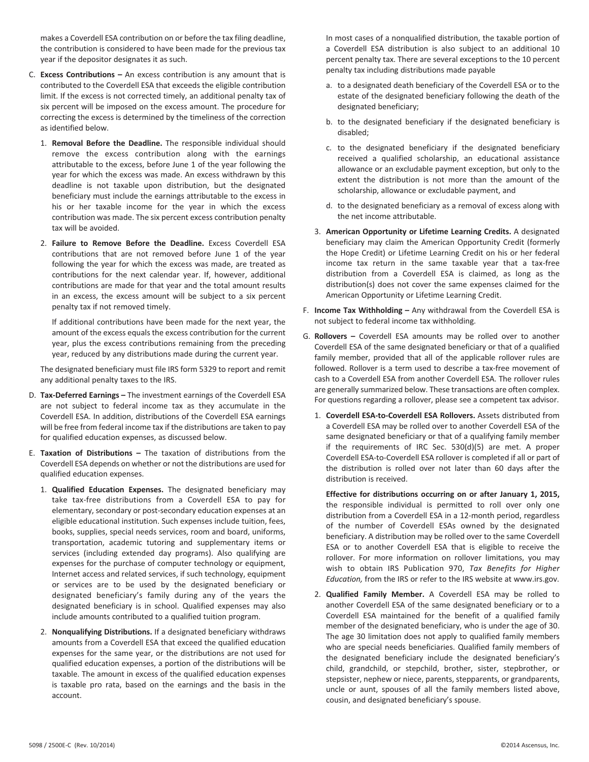makes a Coverdell ESA contribution on or before the tax filing deadline, the contribution is considered to have been made for the previous tax year if the depositor designates it as such.

C. **Excess Contributions –** An excess contribution is any amount that is contributed to the Coverdell ESA that exceeds the eligible contribution limit. If the excess is not corrected timely, an additional penalty tax of six percent will be imposed on the excess amount. The procedure for correcting the excess is determined by the timeliness of the correction as identified below.

   1. **Removal Before the Deadline.** The responsible individual should remove the excess contribution along with the earnings attributable to the excess, before June 1 of the year following the year for which the excess was made. An excess withdrawn by this deadline is not taxable upon distribution, but the designated beneficiary must include the earnings attributable to the excess in his or her taxable income for the year in which the excess contribution was made. The six percent excess contribution penalty tax will be avoided.

   2. **Failure to Remove Before the Deadline.** Excess Coverdell ESA contributions that are not removed before June 1 of the year following the year for which the excess was made, are treated as contributions for the next calendar year. If, however, additional contributions are made for that year and the total amount results in an excess, the excess amount will be subject to a six percent penalty tax if not removed timely.

      If additional contributions have been made for the next year, the amount of the excess equals the excess contribution for the current year, plus the excess contributions remaining from the preceding year, reduced by any distributions made during the current year.

   The designated beneficiary must file IRS form 5329 to report and remit any additional penalty taxes to the IRS.

D. **Tax-Deferred Earnings –** The investment earnings of the Coverdell ESA are not subject to federal income tax as they accumulate in the Coverdell ESA. In addition, distributions of the Coverdell ESA earnings will be free from federal income tax if the distributions are taken to pay for qualified education expenses, as discussed below.

E. **Taxation of Distributions –** The taxation of distributions from the Coverdell ESA depends on whether or not the distributions are used for qualified education expenses.

   1. **Qualified Education Expenses.** The designated beneficiary may take tax-free distributions from a Coverdell ESA to pay for elementary, secondary or post-secondary education expenses at an eligible educational institution. Such expenses include tuition, fees, books, supplies, special needs services, room and board, uniforms, transportation, academic tutoring and supplementary items or services (including extended day programs). Also qualifying are expenses for the purchase of computer technology or equipment, Internet access and related services, if such technology, equipment or services are to be used by the designated beneficiary or designated beneficiary's family during any of the years the designated beneficiary is in school. Qualified expenses may also include amounts contributed to a qualified tuition program.

   2. **Nonqualifying Distributions.** If a designated beneficiary withdraws amounts from a Coverdell ESA that exceed the qualified education expenses for the same year, or the distributions are not used for qualified education expenses, a portion of the distributions will be taxable. The amount in excess of the qualified education expenses is taxable pro rata, based on the earnings and the basis in the account.

      In most cases of a nonqualified distribution, the taxable portion of a Coverdell ESA distribution is also subject to an additional 10 percent penalty tax. There are several exceptions to the 10 percent penalty tax including distributions made payable

      a. to a designated death beneficiary of the Coverdell ESA or to the estate of the designated beneficiary following the death of the designated beneficiary;

      b. to the designated beneficiary if the designated beneficiary is disabled;

      c. to the designated beneficiary if the designated beneficiary received a qualified scholarship, an educational assistance allowance or an excludable payment exception, but only to the extent the distribution is not more than the amount of the scholarship, allowance or excludable payment, and

      d. to the designated beneficiary as a removal of excess along with the net income attributable.

   3. **American Opportunity or Lifetime Learning Credits.** A designated beneficiary may claim the American Opportunity Credit (formerly the Hope Credit) or Lifetime Learning Credit on his or her federal income tax return in the same taxable year that a tax-free distribution from a Coverdell ESA is claimed, as long as the distribution(s) does not cover the same expenses claimed for the American Opportunity or Lifetime Learning Credit.

F. **Income Tax Withholding –** Any withdrawal from the Coverdell ESA is not subject to federal income tax withholding.

G. **Rollovers –** Coverdell ESA amounts may be rolled over to another Coverdell ESA of the same designated beneficiary or that of a qualified family member, provided that all of the applicable rollover rules are followed. Rollover is a term used to describe a tax-free movement of cash to a Coverdell ESA from another Coverdell ESA. The rollover rules are generally summarized below. These transactions are often complex. For questions regarding a rollover, please see a competent tax advisor.

   1. **Coverdell ESA-to-Coverdell ESA Rollovers.** Assets distributed from a Coverdell ESA may be rolled over to another Coverdell ESA of the same designated beneficiary or that of a qualifying family member if the requirements of IRC Sec. 530(d)(5) are met. A proper Coverdell ESA-to-Coverdell ESA rollover is completed if all or part of the distribution is rolled over not later than 60 days after the distribution is received.

      **Effective for distributions occurring on or after January 1, 2015,** the responsible individual is permitted to roll over only one distribution from a Coverdell ESA in a 12-month period, regardless of the number of Coverdell ESAs owned by the designated beneficiary. A distribution may be rolled over to the same Coverdell ESA or to another Coverdell ESA that is eligible to receive the rollover. For more information on rollover limitations, you may wish to obtain IRS Publication 970, *Tax Benefits for Higher Education,* from the IRS or refer to the IRS website at www.irs.gov.

   2. **Qualified Family Member.** A Coverdell ESA may be rolled to another Coverdell ESA of the same designated beneficiary or to a Coverdell ESA maintained for the benefit of a qualified family member of the designated beneficiary, who is under the age of 30. The age 30 limitation does not apply to qualified family members who are special needs beneficiaries. Qualified family members of the designated beneficiary include the designated beneficiary's child, grandchild, or stepchild, brother, sister, stepbrother, or stepsister, nephew or niece, parents, stepparents, or grandparents, uncle or aunt, spouses of all the family members listed above, cousin, and designated beneficiary's spouse.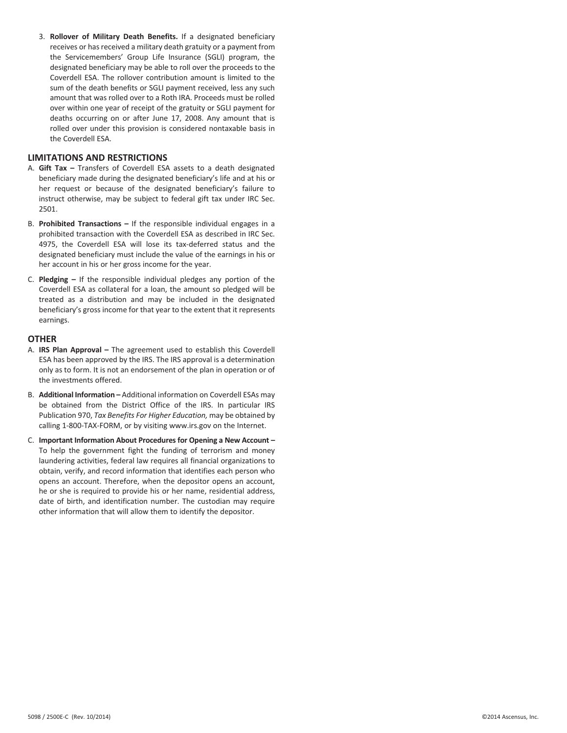3. **Rollover of Military Death Benefits.** If a designated beneficiary receives or has received a military death gratuity or a payment from the Servicemembers' Group Life Insurance (SGLI) program, the designated beneficiary may be able to roll over the proceeds to the Coverdell ESA. The rollover contribution amount is limited to the sum of the death benefits or SGLI payment received, less any such amount that was rolled over to a Roth IRA. Proceeds must be rolled over within one year of receipt of the gratuity or SGLI payment for deaths occurring on or after June 17, 2008. Any amount that is rolled over under this provision is considered nontaxable basis in the Coverdell ESA.

## LIMITATIONS AND RESTRICTIONS

A. **Gift Tax –** Transfers of Coverdell ESA assets to a death designated beneficiary made during the designated beneficiary's life and at his or her request or because of the designated beneficiary's failure to instruct otherwise, may be subject to federal gift tax under IRC Sec. 2501.

B. **Prohibited Transactions –** If the responsible individual engages in a prohibited transaction with the Coverdell ESA as described in IRC Sec. 4975, the Coverdell ESA will lose its tax-deferred status and the designated beneficiary must include the value of the earnings in his or her account in his or her gross income for the year.

C. **Pledging –** If the responsible individual pledges any portion of the Coverdell ESA as collateral for a loan, the amount so pledged will be treated as a distribution and may be included in the designated beneficiary's gross income for that year to the extent that it represents earnings.

## OTHER

A. **IRS Plan Approval –** The agreement used to establish this Coverdell ESA has been approved by the IRS. The IRS approval is a determination only as to form. It is not an endorsement of the plan in operation or of the investments offered.

B. **Additional Information –** Additional information on Coverdell ESAs may be obtained from the District Office of the IRS. In particular IRS Publication 970, *Tax Benefits For Higher Education,* may be obtained by calling 1-800-TAX-FORM, or by visiting www.irs.gov on the Internet.

C. **Important Information About Procedures for Opening a New Account –** To help the government fight the funding of terrorism and money laundering activities, federal law requires all financial organizations to obtain, verify, and record information that identifies each person who opens an account. Therefore, when the depositor opens an account, he or she is required to provide his or her name, residential address, date of birth, and identification number. The custodian may require other information that will allow them to identify the depositor.

5098 / 2500E-C (Rev. 10/2014)

©2014 Ascensus, Inc.